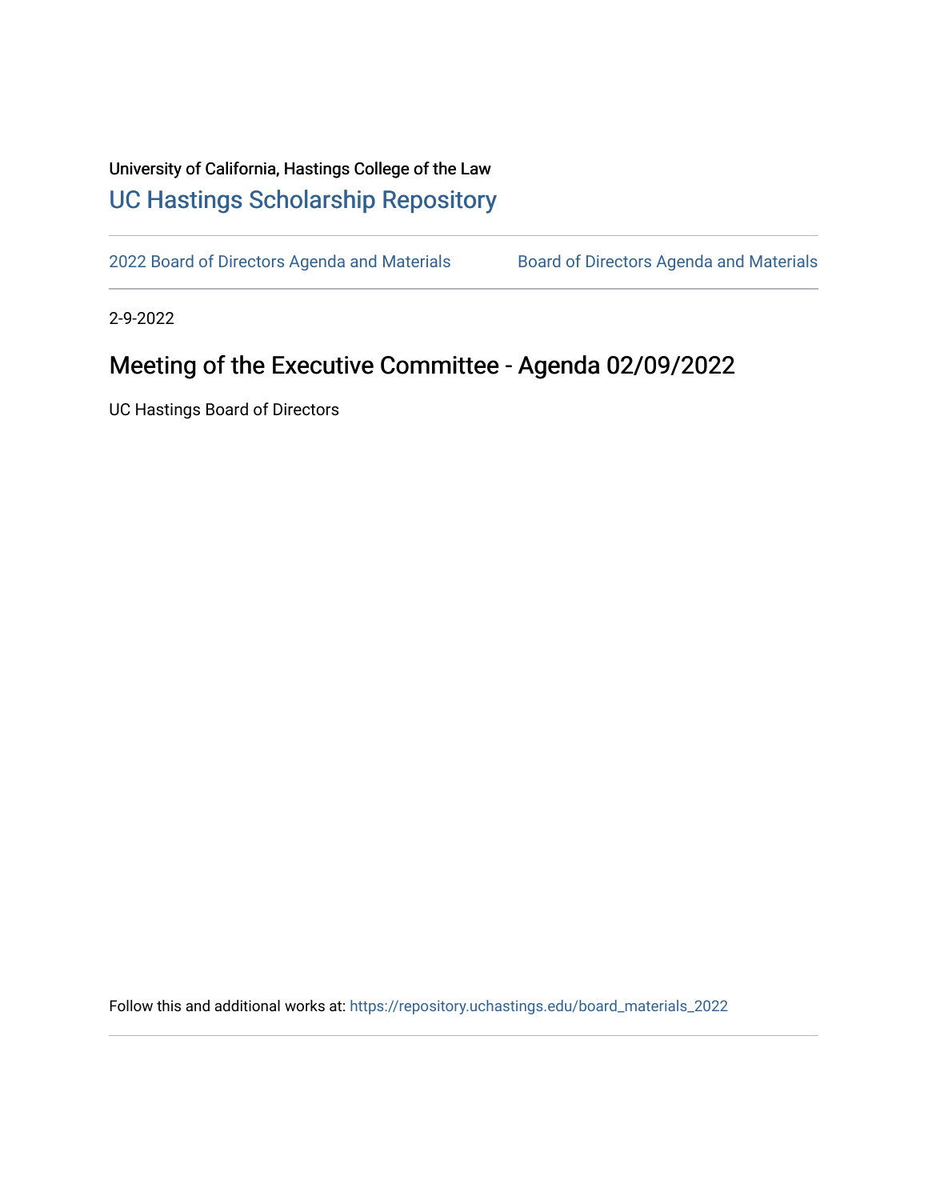University of California, Hastings College of the Law

[UC Hastings Scholarship Repository](https://repository.uchastings.edu)

[2022 Board of Directors Agenda and Materials](https://repository.uchastings.edu/board_materials_2022) | [Board of Directors Agenda and Materials](https://repository.uchastings.edu/board_materials)

2-9-2022

# Meeting of the Executive Committee - Agenda 02/09/2022

UC Hastings Board of Directors

Follow this and additional works at: https://repository.uchastings.edu/board_materials_2022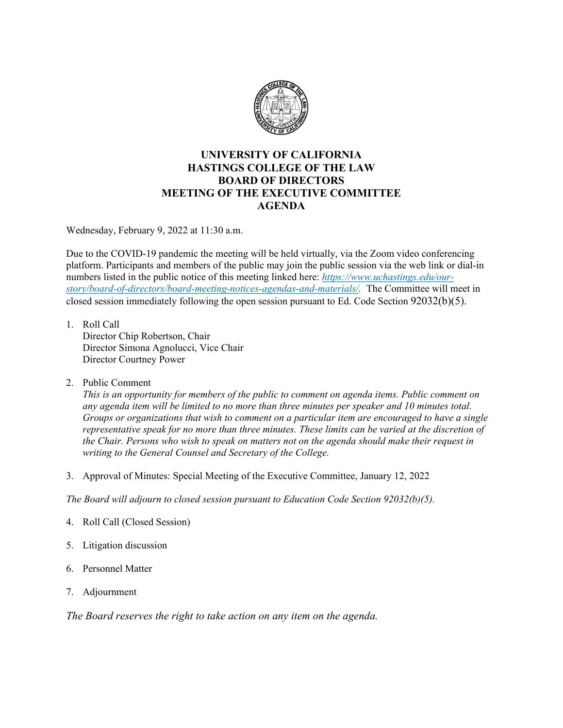# UNIVERSITY OF CALIFORNIA HASTINGS COLLEGE OF THE LAW BOARD OF DIRECTORS MEETING OF THE EXECUTIVE COMMITTEE AGENDA

Wednesday, February 9, 2022 at 11:30 a.m.

Due to the COVID-19 pandemic the meeting will be held virtually, via the Zoom video conferencing platform. Participants and members of the public may join the public session via the web link or dial-in numbers listed in the public notice of this meeting linked here: [https://www.uchastings.edu/our-story/board-of-directors/board-meeting-notices-agendas-and-materials/](https://www.uchastings.edu/our-story/board-of-directors/board-meeting-notices-agendas-and-materials/). The Committee will meet in closed session immediately following the open session pursuant to Ed. Code Section 92032(b)(5).

1. Roll Call
   Director Chip Robertson, Chair
   Director Simona Agnolucci, Vice Chair
   Director Courtney Power

2. Public Comment
   *This is an opportunity for members of the public to comment on agenda items. Public comment on any agenda item will be limited to no more than three minutes per speaker and 10 minutes total. Groups or organizations that wish to comment on a particular item are encouraged to have a single representative speak for no more than three minutes. These limits can be varied at the discretion of the Chair. Persons who wish to speak on matters not on the agenda should make their request in writing to the General Counsel and Secretary of the College.*

3. Approval of Minutes: Special Meeting of the Executive Committee, January 12, 2022

*The Board will adjourn to closed session pursuant to Education Code Section 92032(b)(5).*

4. Roll Call (Closed Session)

5. Litigation discussion

6. Personnel Matter

7. Adjournment

*The Board reserves the right to take action on any item on the agenda.*